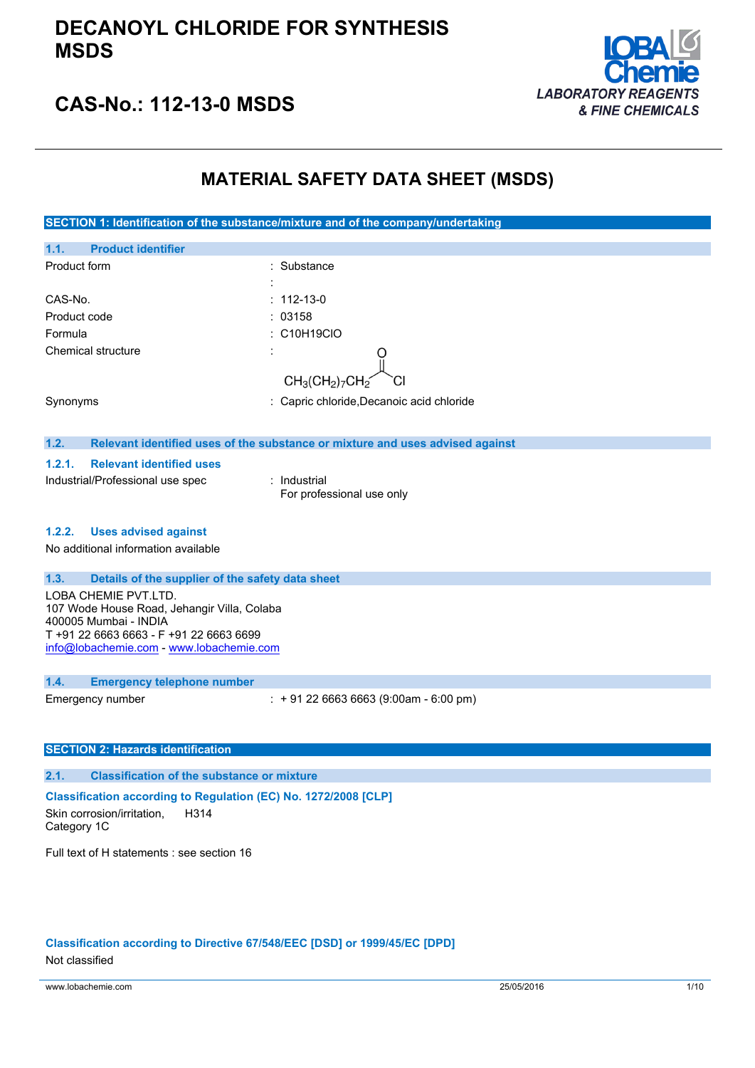# DECANOYL CHLORIDE FOR SYNTHESIS MSDS

## CAS-No.: 112-13-0 MSDS

LOBA Chemie
LABORATORY REAGENTS & FINE CHEMICALS

# MATERIAL SAFETY DATA SHEET (MSDS)

## SECTION 1: Identification of the substance/mixture and of the company/undertaking

### 1.1. Product identifier

| | | |
|---|---|---|
| Product form | : | Substance |
| | : | |
| CAS-No. | : | 112-13-0 |
| Product code | : | 03158 |
| Formula | : | C10H19ClO |
| Chemical structure | : | $CH_3(CH_2)_7CH_2C(=O)Cl$ |
| Synonyms | : | Capric chloride,Decanoic acid chloride |

### 1.2. Relevant identified uses of the substance or mixture and uses advised against

#### 1.2.1. Relevant identified uses

| | | |
|---|---|---|
| Industrial/Professional use spec | : | Industrial<br>For professional use only |

#### 1.2.2. Uses advised against

No additional information available

### 1.3. Details of the supplier of the safety data sheet

LOBA CHEMIE PVT.LTD.
107 Wode House Road, Jehangir Villa, Colaba
400005 Mumbai - INDIA
T +91 22 6663 6663 - F +91 22 6663 6699
info@lobachemie.com - www.lobachemie.com

### 1.4. Emergency telephone number

| | | |
|---|---|---|
| Emergency number | : | + 91 22 6663 6663 (9:00am - 6:00 pm) |

## SECTION 2: Hazards identification

### 2.1. Classification of the substance or mixture

**Classification according to Regulation (EC) No. 1272/2008 [CLP]**

| | |
|---|---|
| Skin corrosion/irritation, Category 1C | H314 |

Full text of H statements : see section 16

**Classification according to Directive 67/548/EEC [DSD] or 1999/45/EC [DPD]**

Not classified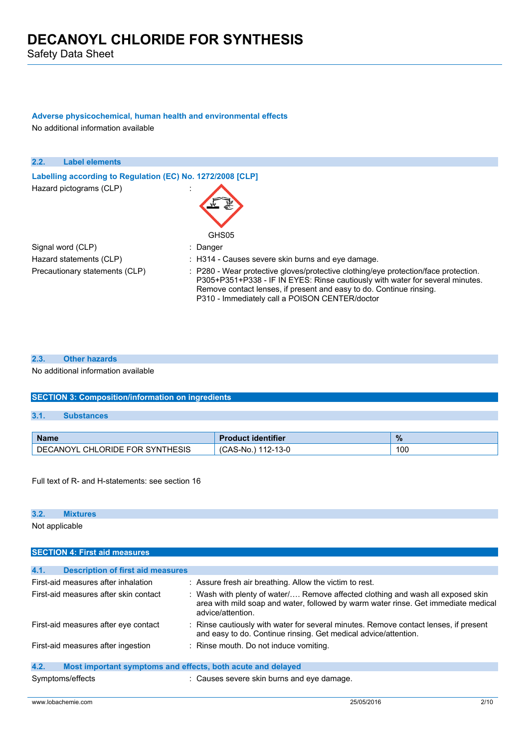#### Adverse physicochemical, human health and environmental effects

No additional information available

### 2.2. Label elements

#### Labelling according to Regulation (EC) No. 1272/2008 [CLP]

Hazard pictograms (CLP) :

GHS05

Signal word (CLP) : Danger

Hazard statements (CLP) : H314 - Causes severe skin burns and eye damage.

Precautionary statements (CLP) : P280 - Wear protective gloves/protective clothing/eye protection/face protection.
P305+P351+P338 - IF IN EYES: Rinse cautiously with water for several minutes. Remove contact lenses, if present and easy to do. Continue rinsing.
P310 - Immediately call a POISON CENTER/doctor

### 2.3. Other hazards

No additional information available

## SECTION 3: Composition/information on ingredients

### 3.1. Substances

| Name | Product identifier | % |
|---|---|---|
| DECANOYL CHLORIDE FOR SYNTHESIS | (CAS-No.) 112-13-0 | 100 |

Full text of R- and H-statements: see section 16

### 3.2. Mixtures

Not applicable

## SECTION 4: First aid measures

### 4.1. Description of first aid measures

First-aid measures after inhalation : Assure fresh air breathing. Allow the victim to rest.

First-aid measures after skin contact : Wash with plenty of water/…. Remove affected clothing and wash all exposed skin area with mild soap and water, followed by warm water rinse. Get immediate medical advice/attention.

First-aid measures after eye contact : Rinse cautiously with water for several minutes. Remove contact lenses, if present and easy to do. Continue rinsing. Get medical advice/attention.

First-aid measures after ingestion : Rinse mouth. Do not induce vomiting.

### 4.2. Most important symptoms and effects, both acute and delayed

Symptoms/effects : Causes severe skin burns and eye damage.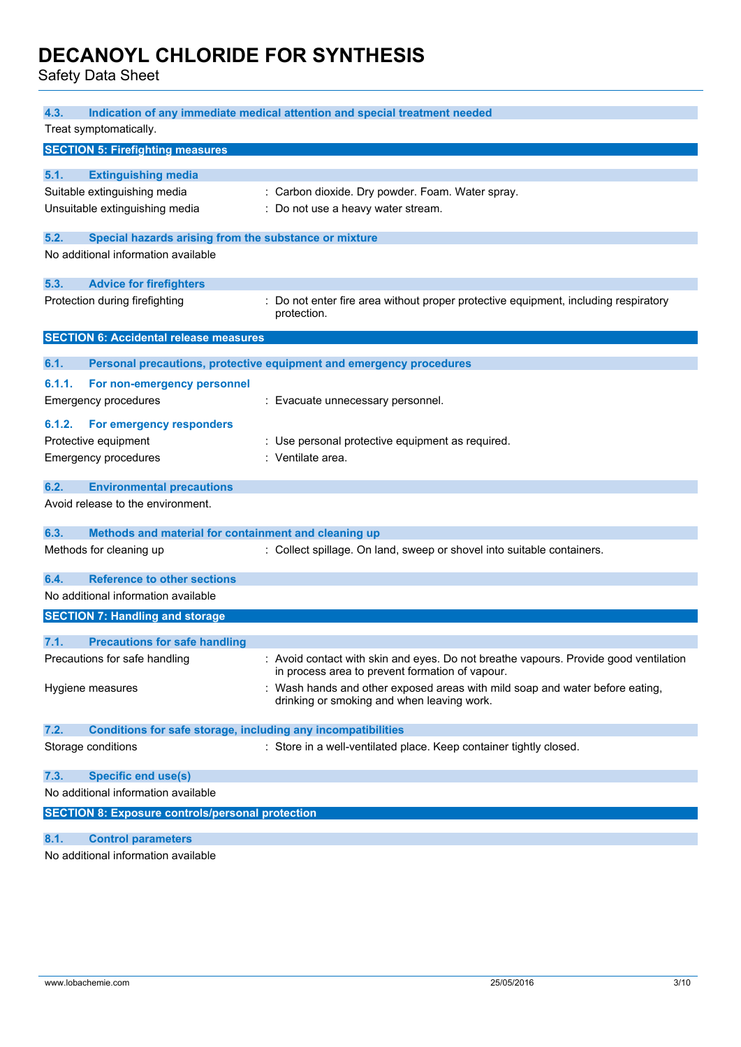### 4.3. Indication of any immediate medical attention and special treatment needed

Treat symptomatically.

## SECTION 5: Firefighting measures

### 5.1. Extinguishing media

Suitable extinguishing media : Carbon dioxide. Dry powder. Foam. Water spray.

Unsuitable extinguishing media : Do not use a heavy water stream.

### 5.2. Special hazards arising from the substance or mixture

No additional information available

### 5.3. Advice for firefighters

Protection during firefighting : Do not enter fire area without proper protective equipment, including respiratory protection.

## SECTION 6: Accidental release measures

### 6.1. Personal precautions, protective equipment and emergency procedures

#### 6.1.1. For non-emergency personnel

Emergency procedures : Evacuate unnecessary personnel.

#### 6.1.2. For emergency responders

Protective equipment : Use personal protective equipment as required.

Emergency procedures : Ventilate area.

### 6.2. Environmental precautions

Avoid release to the environment.

### 6.3. Methods and material for containment and cleaning up

Methods for cleaning up : Collect spillage. On land, sweep or shovel into suitable containers.

### 6.4. Reference to other sections

No additional information available

## SECTION 7: Handling and storage

### 7.1. Precautions for safe handling

Precautions for safe handling : Avoid contact with skin and eyes. Do not breathe vapours. Provide good ventilation in process area to prevent formation of vapour.

Hygiene measures : Wash hands and other exposed areas with mild soap and water before eating, drinking or smoking and when leaving work.

### 7.2. Conditions for safe storage, including any incompatibilities

Storage conditions : Store in a well-ventilated place. Keep container tightly closed.

### 7.3. Specific end use(s)

No additional information available

## SECTION 8: Exposure controls/personal protection

### 8.1. Control parameters

No additional information available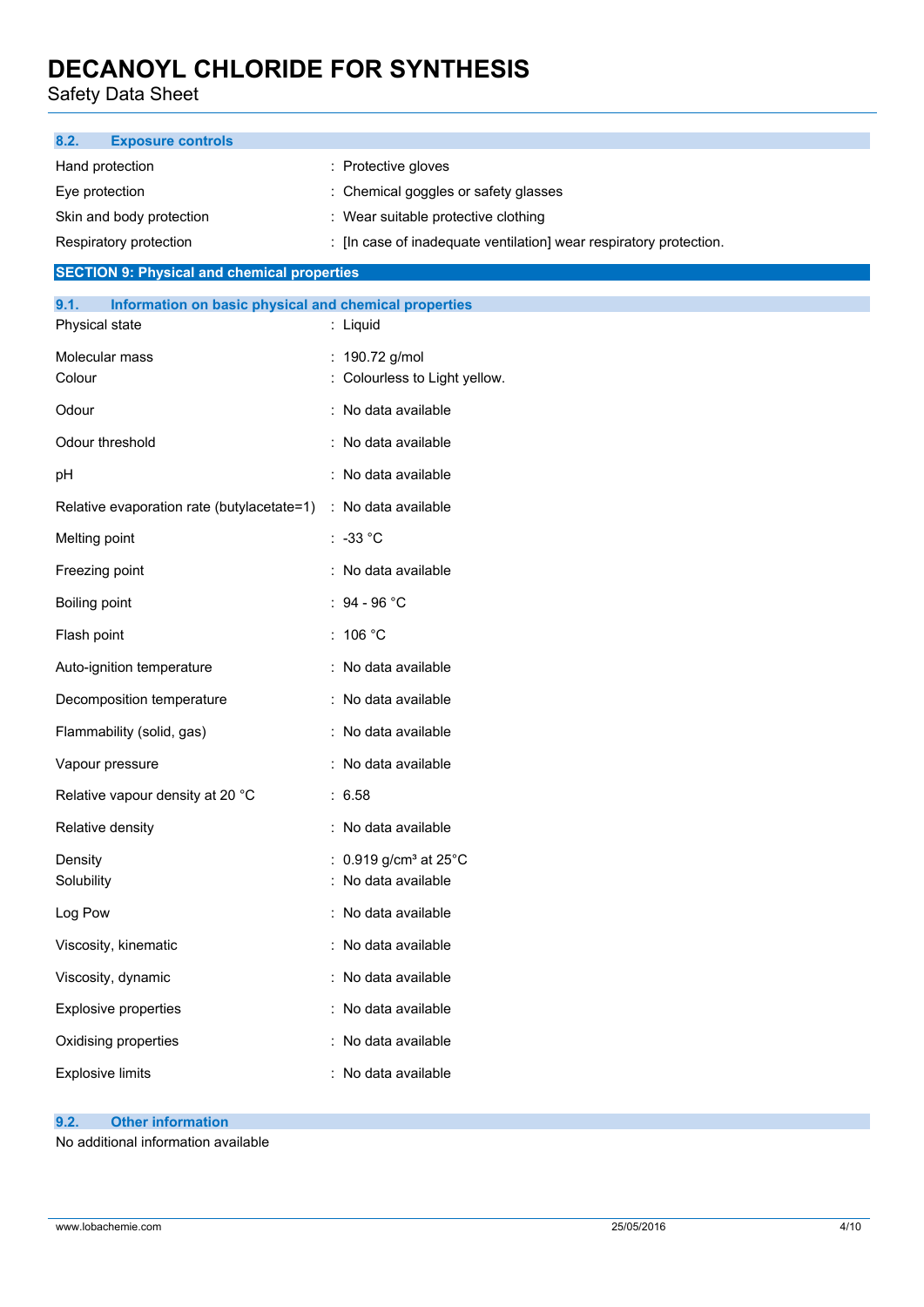### 8.2. Exposure controls

| | |
|---|---|
| Hand protection | : Protective gloves |
| Eye protection | : Chemical goggles or safety glasses |
| Skin and body protection | : Wear suitable protective clothing |
| Respiratory protection | : [In case of inadequate ventilation] wear respiratory protection. |

## SECTION 9: Physical and chemical properties

### 9.1. Information on basic physical and chemical properties

| | |
|---|---|
| Physical state | : Liquid |
| Molecular mass | : 190.72 g/mol |
| Colour | : Colourless to Light yellow. |
| Odour | : No data available |
| Odour threshold | : No data available |
| pH | : No data available |
| Relative evaporation rate (butylacetate=1) | : No data available |
| Melting point | : -33 °C |
| Freezing point | : No data available |
| Boiling point | : 94 - 96 °C |
| Flash point | : 106 °C |
| Auto-ignition temperature | : No data available |
| Decomposition temperature | : No data available |
| Flammability (solid, gas) | : No data available |
| Vapour pressure | : No data available |
| Relative vapour density at 20 °C | : 6.58 |
| Relative density | : No data available |
| Density | : 0.919 g/cm³ at 25°C |
| Solubility | : No data available |
| Log Pow | : No data available |
| Viscosity, kinematic | : No data available |
| Viscosity, dynamic | : No data available |
| Explosive properties | : No data available |
| Oxidising properties | : No data available |
| Explosive limits | : No data available |

### 9.2. Other information

No additional information available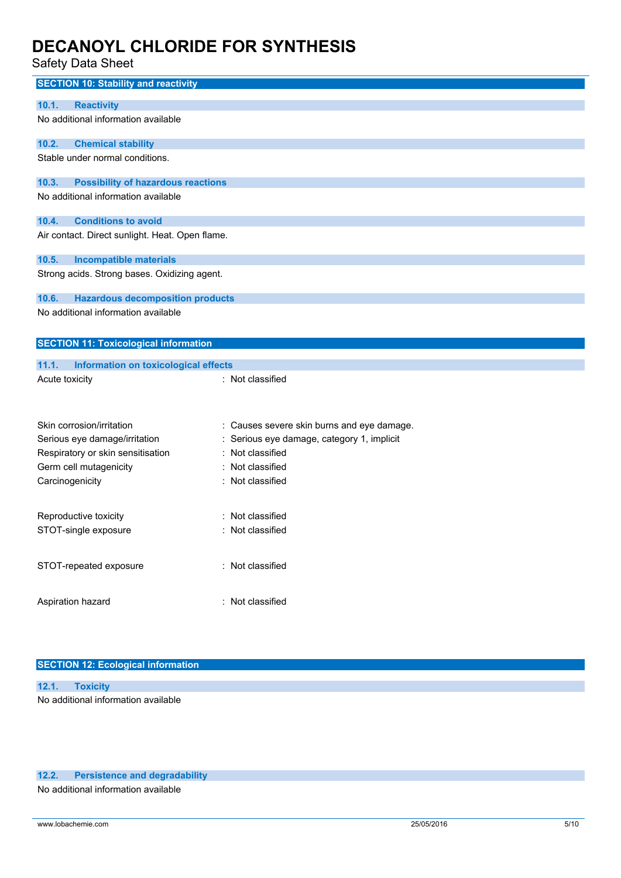## SECTION 10: Stability and reactivity

### 10.1. Reactivity

No additional information available

### 10.2. Chemical stability

Stable under normal conditions.

### 10.3. Possibility of hazardous reactions

No additional information available

### 10.4. Conditions to avoid

Air contact. Direct sunlight. Heat. Open flame.

### 10.5. Incompatible materials

Strong acids. Strong bases. Oxidizing agent.

### 10.6. Hazardous decomposition products

No additional information available

## SECTION 11: Toxicological information

### 11.1. Information on toxicological effects

| | |
|---|---|
| Acute toxicity | : Not classified |
| Skin corrosion/irritation | : Causes severe skin burns and eye damage. |
| Serious eye damage/irritation | : Serious eye damage, category 1, implicit |
| Respiratory or skin sensitisation | : Not classified |
| Germ cell mutagenicity | : Not classified |
| Carcinogenicity | : Not classified |
| Reproductive toxicity | : Not classified |
| STOT-single exposure | : Not classified |
| STOT-repeated exposure | : Not classified |
| Aspiration hazard | : Not classified |

## SECTION 12: Ecological information

### 12.1. Toxicity

No additional information available

### 12.2. Persistence and degradability

No additional information available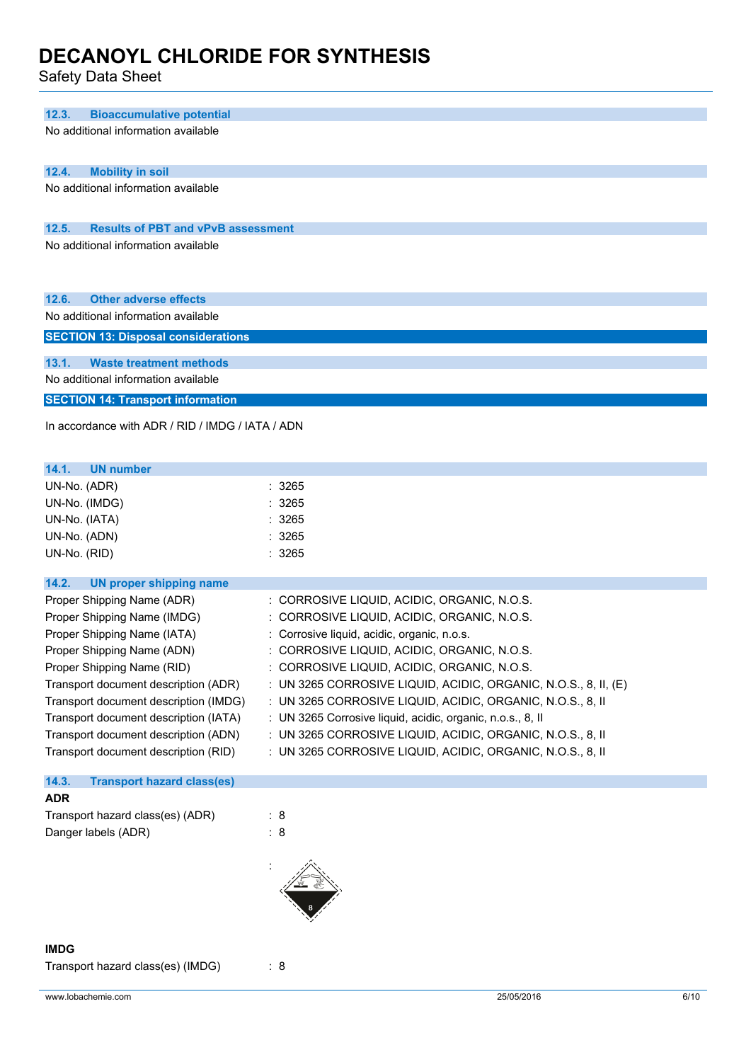### 12.3. Bioaccumulative potential

No additional information available

### 12.4. Mobility in soil

No additional information available

### 12.5. Results of PBT and vPvB assessment

No additional information available

### 12.6. Other adverse effects

No additional information available

## SECTION 13: Disposal considerations

### 13.1. Waste treatment methods

No additional information available

## SECTION 14: Transport information

In accordance with ADR / RID / IMDG / IATA / ADN

### 14.1. UN number

| | |
|---|---|
| UN-No. (ADR) | : 3265 |
| UN-No. (IMDG) | : 3265 |
| UN-No. (IATA) | : 3265 |
| UN-No. (ADN) | : 3265 |
| UN-No. (RID) | : 3265 |

### 14.2. UN proper shipping name

| | |
|---|---|
| Proper Shipping Name (ADR) | : CORROSIVE LIQUID, ACIDIC, ORGANIC, N.O.S. |
| Proper Shipping Name (IMDG) | : CORROSIVE LIQUID, ACIDIC, ORGANIC, N.O.S. |
| Proper Shipping Name (IATA) | : Corrosive liquid, acidic, organic, n.o.s. |
| Proper Shipping Name (ADN) | : CORROSIVE LIQUID, ACIDIC, ORGANIC, N.O.S. |
| Proper Shipping Name (RID) | : CORROSIVE LIQUID, ACIDIC, ORGANIC, N.O.S. |
| Transport document description (ADR) | : UN 3265 CORROSIVE LIQUID, ACIDIC, ORGANIC, N.O.S., 8, II, (E) |
| Transport document description (IMDG) | : UN 3265 CORROSIVE LIQUID, ACIDIC, ORGANIC, N.O.S., 8, II |
| Transport document description (IATA) | : UN 3265 Corrosive liquid, acidic, organic, n.o.s., 8, II |
| Transport document description (ADN) | : UN 3265 CORROSIVE LIQUID, ACIDIC, ORGANIC, N.O.S., 8, II |
| Transport document description (RID) | : UN 3265 CORROSIVE LIQUID, ACIDIC, ORGANIC, N.O.S., 8, II |

### 14.3. Transport hazard class(es)

**ADR**

| | |
|---|---|
| Transport hazard class(es) (ADR) | : 8 |
| Danger labels (ADR) | : 8 |
| | : |

**IMDG**

| | |
|---|---|
| Transport hazard class(es) (IMDG) | : 8 |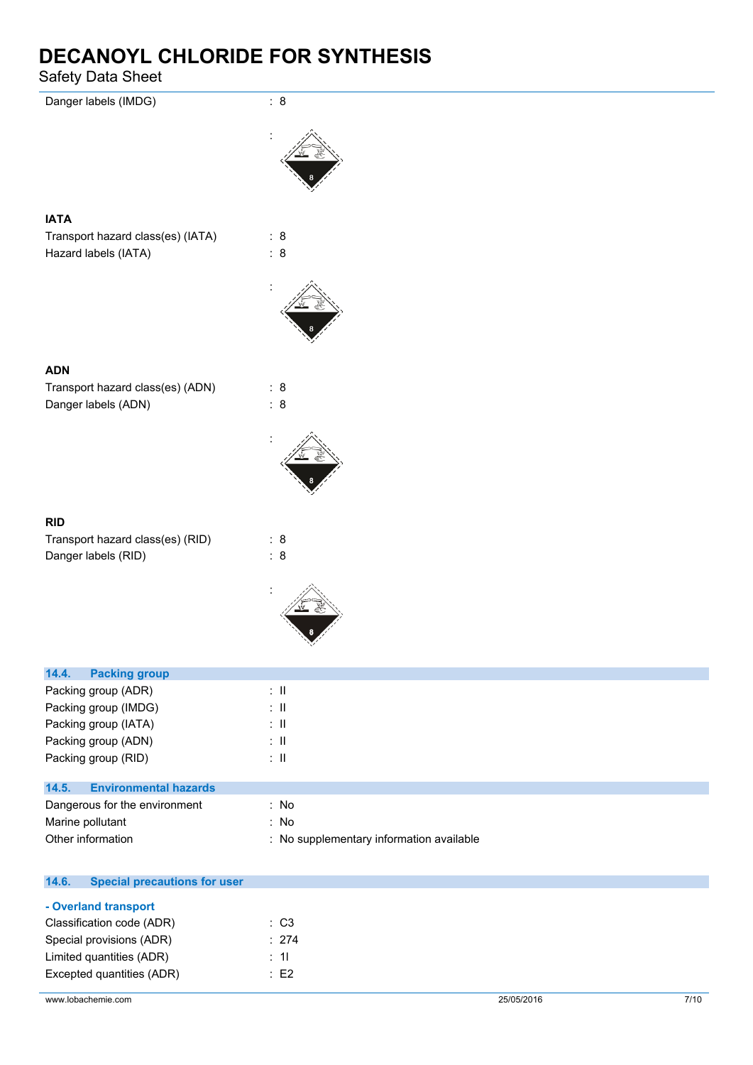Danger labels (IMDG) : 8

:

### IATA

Transport hazard class(es) (IATA) : 8

Hazard labels (IATA) : 8

:

### ADN

Transport hazard class(es) (ADN) : 8

Danger labels (ADN) : 8

:

### RID

Transport hazard class(es) (RID) : 8

Danger labels (RID) : 8

:

## 14.4. Packing group

Packing group (ADR) : II

Packing group (IMDG) : II

Packing group (IATA) : II

Packing group (ADN) : II

Packing group (RID) : II

## 14.5. Environmental hazards

Dangerous for the environment : No

Marine pollutant : No

Other information : No supplementary information available

## 14.6. Special precautions for user

**- Overland transport**

Classification code (ADR) : C3

Special provisions (ADR) : 274

Limited quantities (ADR) : 1l

Excepted quantities (ADR) : E2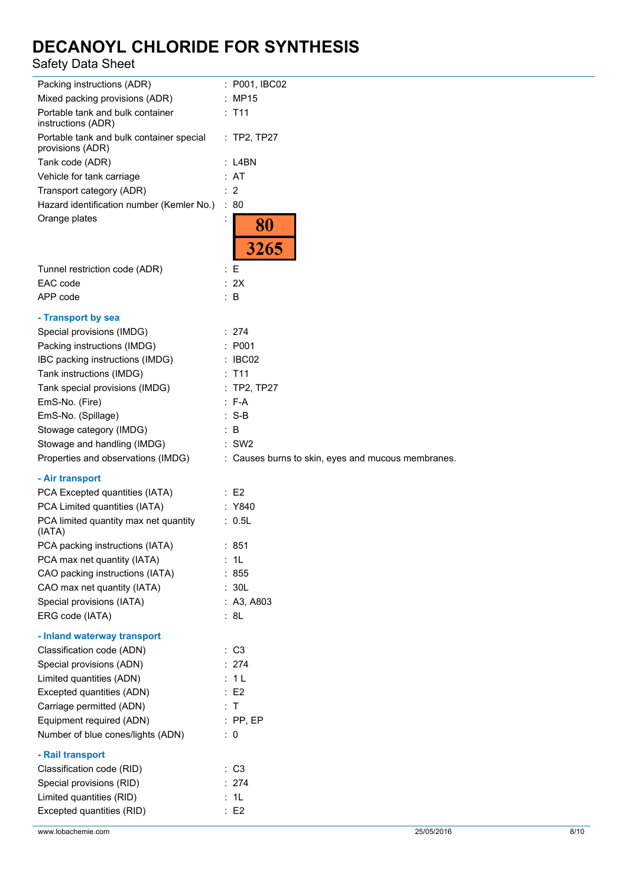Packing instructions (ADR) : P001, IBC02

Mixed packing provisions (ADR) : MP15

Portable tank and bulk container instructions (ADR) : T11

Portable tank and bulk container special provisions (ADR) : TP2, TP27

Tank code (ADR) : L4BN

Vehicle for tank carriage : AT

Transport category (ADR) : 2

Hazard identification number (Kemler No.) : 80

Orange plates :

| 80 |
|---|
| 3265 |

Tunnel restriction code (ADR) : E

EAC code : 2X

APP code : B

**- Transport by sea**

Special provisions (IMDG) : 274

Packing instructions (IMDG) : P001

IBC packing instructions (IMDG) : IBC02

Tank instructions (IMDG) : T11

Tank special provisions (IMDG) : TP2, TP27

EmS-No. (Fire) : F-A

EmS-No. (Spillage) : S-B

Stowage category (IMDG) : B

Stowage and handling (IMDG) : SW2

Properties and observations (IMDG) : Causes burns to skin, eyes and mucous membranes.

**- Air transport**

PCA Excepted quantities (IATA) : E2

PCA Limited quantities (IATA) : Y840

PCA limited quantity max net quantity (IATA) : 0.5L

PCA packing instructions (IATA) : 851

PCA max net quantity (IATA) : 1L

CAO packing instructions (IATA) : 855

CAO max net quantity (IATA) : 30L

Special provisions (IATA) : A3, A803

ERG code (IATA) : 8L

**- Inland waterway transport**

Classification code (ADN) : C3

Special provisions (ADN) : 274

Limited quantities (ADN) : 1 L

Excepted quantities (ADN) : E2

Carriage permitted (ADN) : T

Equipment required (ADN) : PP, EP

Number of blue cones/lights (ADN) : 0

**- Rail transport**

Classification code (RID) : C3

Special provisions (RID) : 274

Limited quantities (RID) : 1L

Excepted quantities (RID) : E2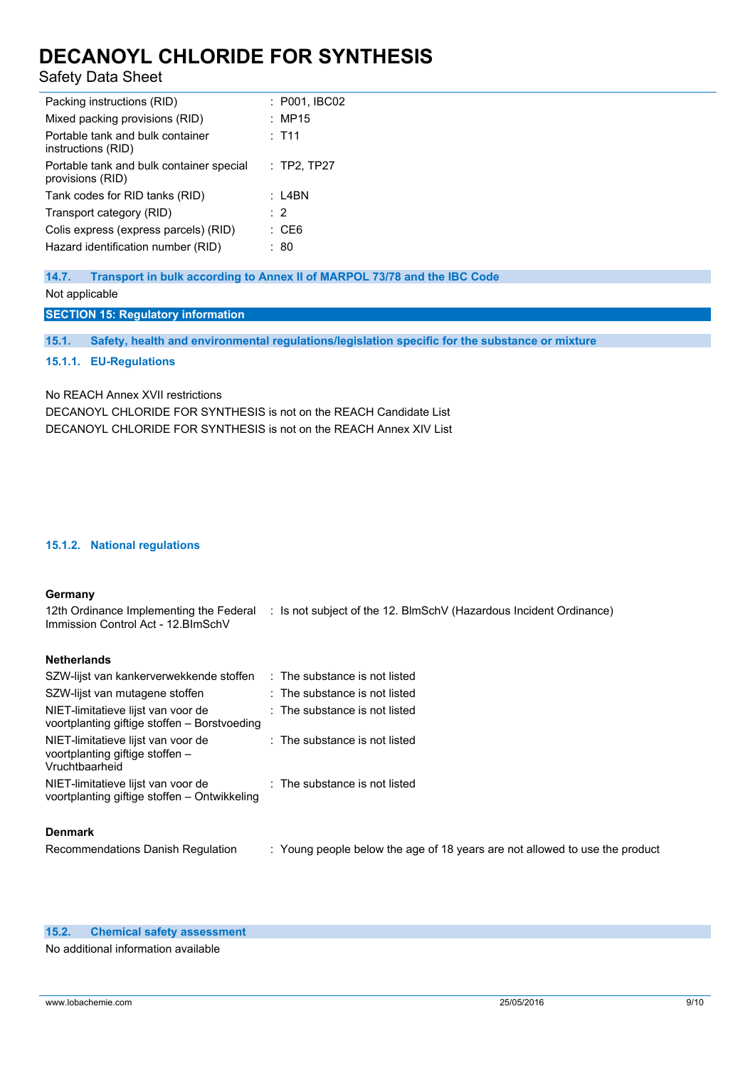| | |
|---|---|
| Packing instructions (RID) | : P001, IBC02 |
| Mixed packing provisions (RID) | : MP15 |
| Portable tank and bulk container instructions (RID) | : T11 |
| Portable tank and bulk container special provisions (RID) | : TP2, TP27 |
| Tank codes for RID tanks (RID) | : L4BN |
| Transport category (RID) | : 2 |
| Colis express (express parcels) (RID) | : CE6 |
| Hazard identification number (RID) | : 80 |

### 14.7. Transport in bulk according to Annex II of MARPOL 73/78 and the IBC Code

Not applicable

## SECTION 15: Regulatory information

### 15.1. Safety, health and environmental regulations/legislation specific for the substance or mixture

#### 15.1.1. EU-Regulations

No REACH Annex XVII restrictions
DECANOYL CHLORIDE FOR SYNTHESIS is not on the REACH Candidate List
DECANOYL CHLORIDE FOR SYNTHESIS is not on the REACH Annex XIV List

#### 15.1.2. National regulations

**Germany**

| | |
|---|---|
| 12th Ordinance Implementing the Federal Immission Control Act - 12.BImSchV | : Is not subject of the 12. BlmSchV (Hazardous Incident Ordinance) |

**Netherlands**

| | |
|---|---|
| SZW-lijst van kankerverwekkende stoffen | : The substance is not listed |
| SZW-lijst van mutagene stoffen | : The substance is not listed |
| NIET-limitatieve lijst van voor de voortplanting giftige stoffen – Borstvoeding | : The substance is not listed |
| NIET-limitatieve lijst van voor de voortplanting giftige stoffen – Vruchtbaarheid | : The substance is not listed |
| NIET-limitatieve lijst van voor de voortplanting giftige stoffen – Ontwikkeling | : The substance is not listed |

**Denmark**

| | |
|---|---|
| Recommendations Danish Regulation | : Young people below the age of 18 years are not allowed to use the product |

### 15.2. Chemical safety assessment

No additional information available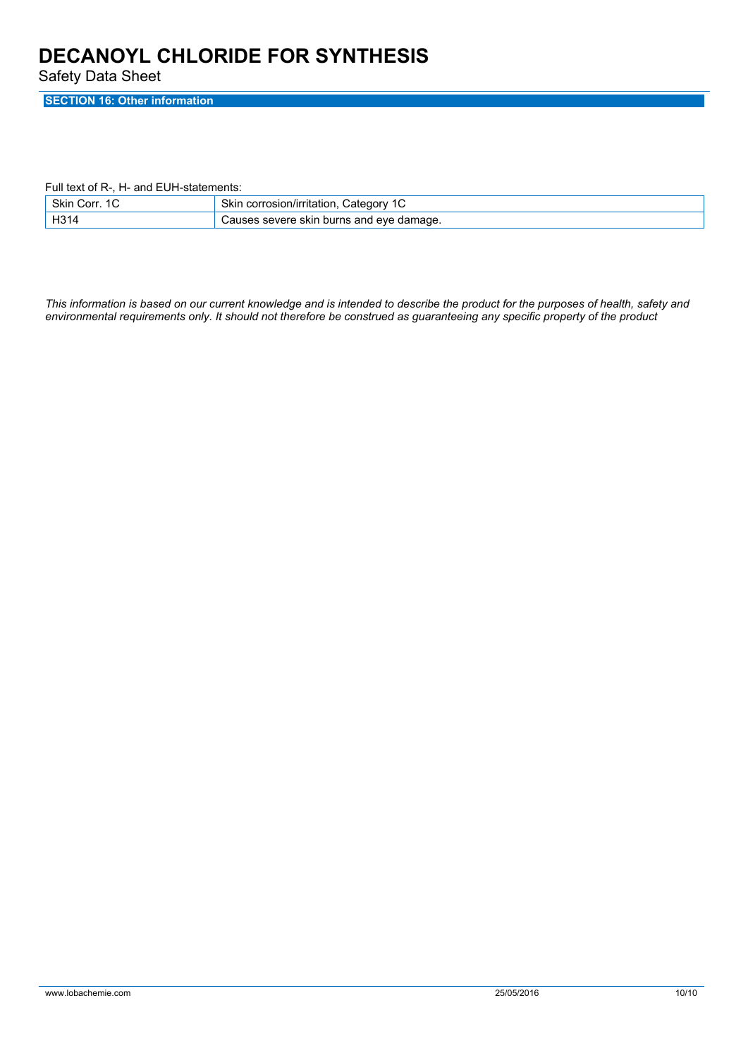## SECTION 16: Other information

Full text of R-, H- and EUH-statements:

| | |
|---|---|
| Skin Corr. 1C | Skin corrosion/irritation, Category 1C |
| H314 | Causes severe skin burns and eye damage. |

*This information is based on our current knowledge and is intended to describe the product for the purposes of health, safety and environmental requirements only. It should not therefore be construed as guaranteeing any specific property of the product*